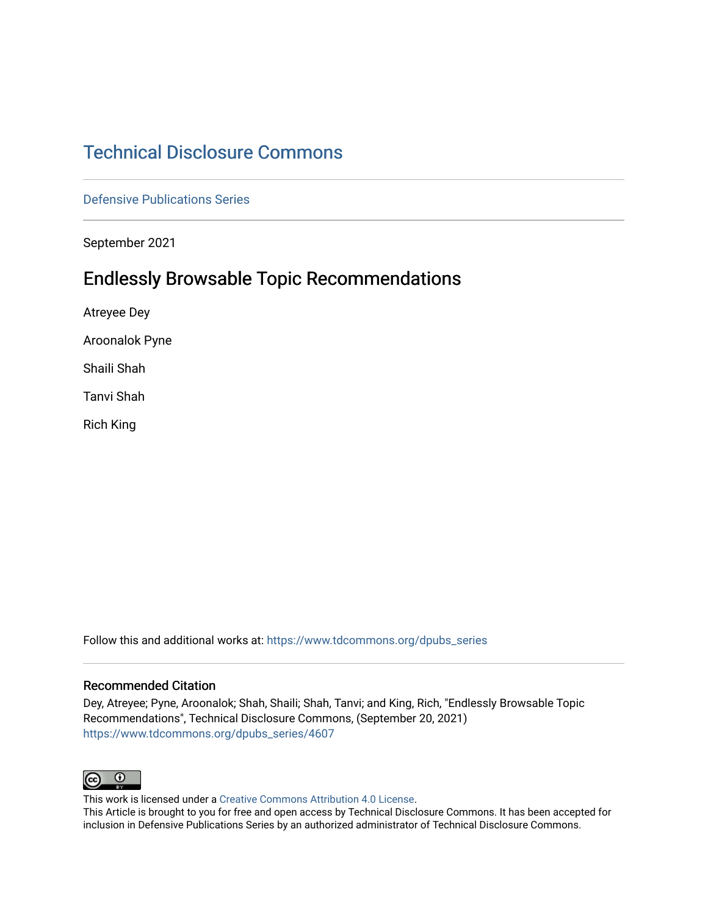# Technical Disclosure Commons

Defensive Publications Series

September 2021

## Endlessly Browsable Topic Recommendations

Atreyee Dey

Aroonalok Pyne

Shaili Shah

Tanvi Shah

Rich King

Follow this and additional works at: https://www.tdcommons.org/dpubs_series

### Recommended Citation

Dey, Atreyee; Pyne, Aroonalok; Shah, Shaili; Shah, Tanvi; and King, Rich, "Endlessly Browsable Topic Recommendations", Technical Disclosure Commons, (September 20, 2021)
https://www.tdcommons.org/dpubs_series/4607

This work is licensed under a Creative Commons Attribution 4.0 License.
This Article is brought to you for free and open access by Technical Disclosure Commons. It has been accepted for inclusion in Defensive Publications Series by an authorized administrator of Technical Disclosure Commons.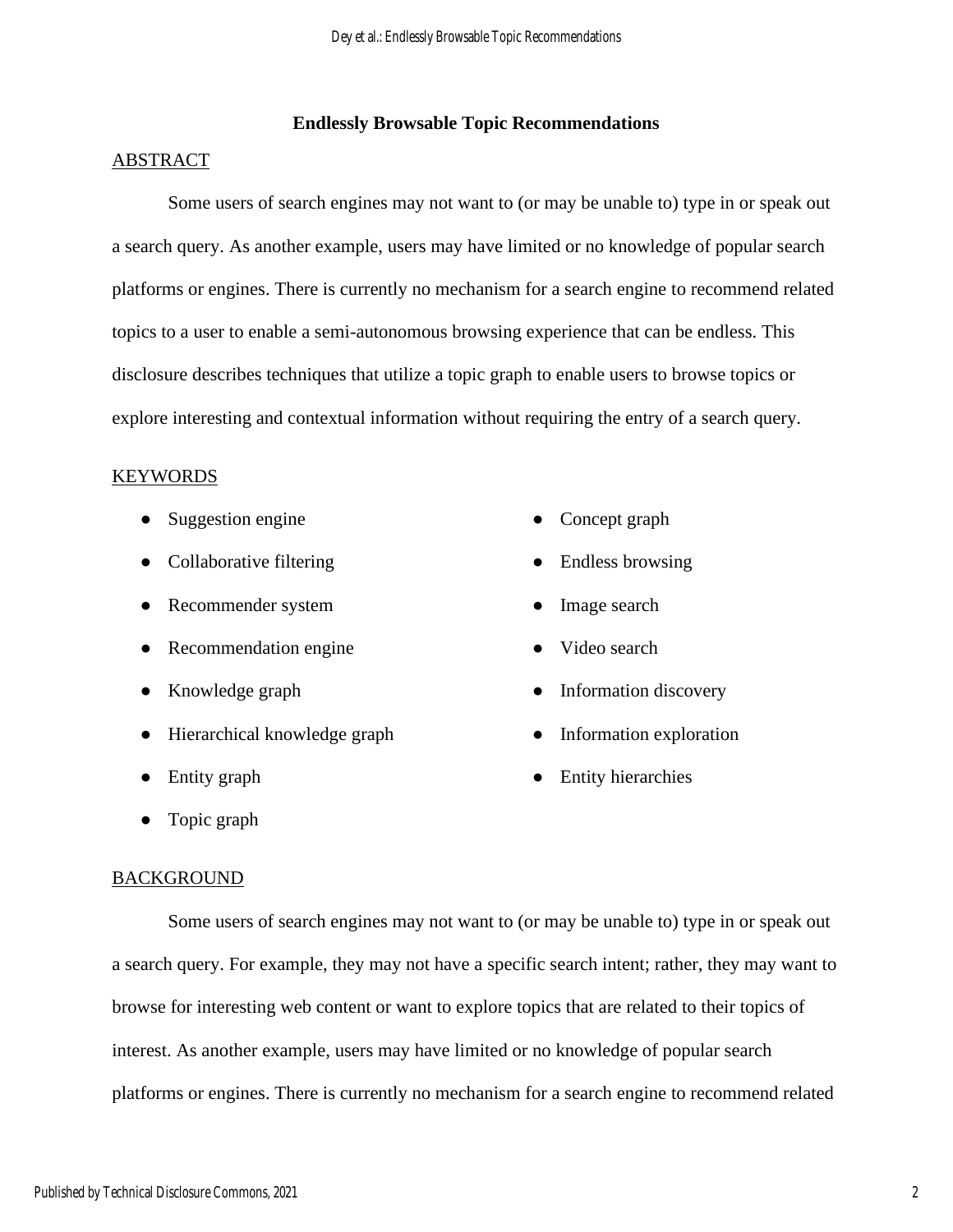## Endlessly Browsable Topic Recommendations

### ABSTRACT

Some users of search engines may not want to (or may be unable to) type in or speak out a search query. As another example, users may have limited or no knowledge of popular search platforms or engines. There is currently no mechanism for a search engine to recommend related topics to a user to enable a semi-autonomous browsing experience that can be endless. This disclosure describes techniques that utilize a topic graph to enable users to browse topics or explore interesting and contextual information without requiring the entry of a search query.

### KEYWORDS

- Suggestion engine
- Collaborative filtering
- Recommender system
- Recommendation engine
- Knowledge graph
- Hierarchical knowledge graph
- Entity graph
- Topic graph
- Concept graph
- Endless browsing
- Image search
- Video search
- Information discovery
- Information exploration
- Entity hierarchies

### BACKGROUND

Some users of search engines may not want to (or may be unable to) type in or speak out a search query. For example, they may not have a specific search intent; rather, they may want to browse for interesting web content or want to explore topics that are related to their topics of interest. As another example, users may have limited or no knowledge of popular search platforms or engines. There is currently no mechanism for a search engine to recommend related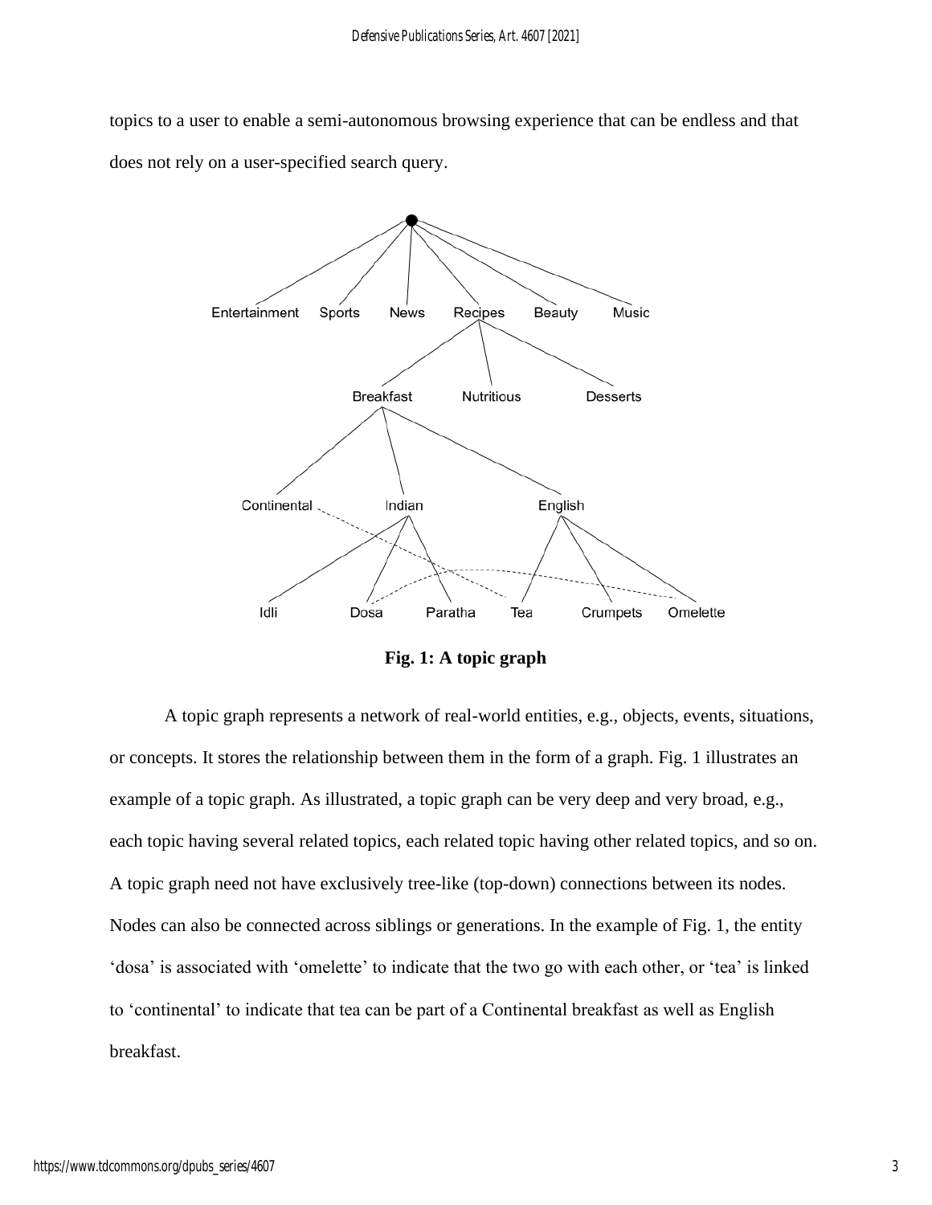topics to a user to enable a semi-autonomous browsing experience that can be endless and that does not rely on a user-specified search query.

**Fig. 1: A topic graph**

A topic graph represents a network of real-world entities, e.g., objects, events, situations, or concepts. It stores the relationship between them in the form of a graph. Fig. 1 illustrates an example of a topic graph. As illustrated, a topic graph can be very deep and very broad, e.g., each topic having several related topics, each related topic having other related topics, and so on. A topic graph need not have exclusively tree-like (top-down) connections between its nodes. Nodes can also be connected across siblings or generations. In the example of Fig. 1, the entity 'dosa' is associated with 'omelette' to indicate that the two go with each other, or 'tea' is linked to 'continental' to indicate that tea can be part of a Continental breakfast as well as English breakfast.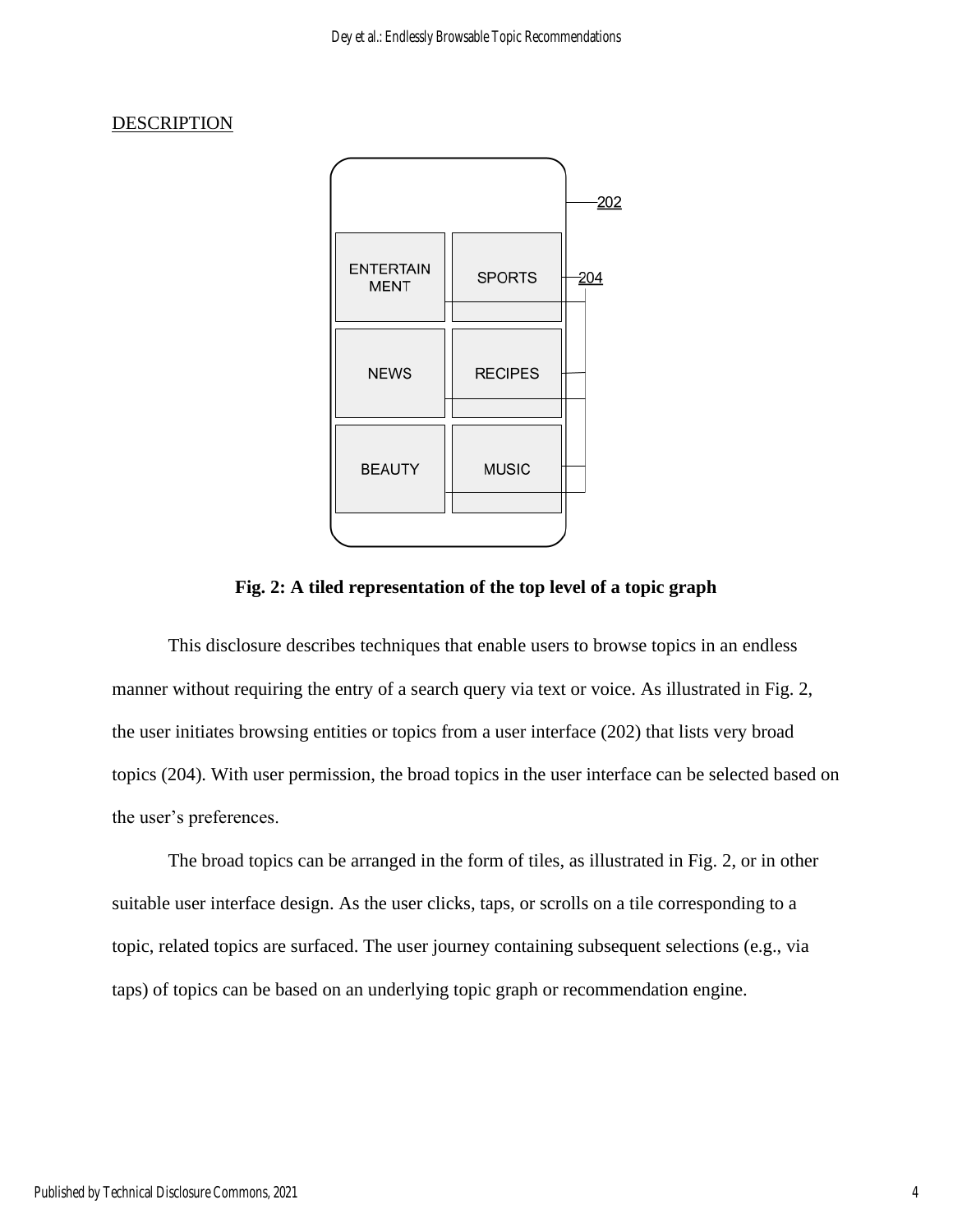DESCRIPTION

Fig. 2: A tiled representation of the top level of a topic graph

This disclosure describes techniques that enable users to browse topics in an endless manner without requiring the entry of a search query via text or voice. As illustrated in Fig. 2, the user initiates browsing entities or topics from a user interface (202) that lists very broad topics (204). With user permission, the broad topics in the user interface can be selected based on the user's preferences.

The broad topics can be arranged in the form of tiles, as illustrated in Fig. 2, or in other suitable user interface design. As the user clicks, taps, or scrolls on a tile corresponding to a topic, related topics are surfaced. The user journey containing subsequent selections (e.g., via taps) of topics can be based on an underlying topic graph or recommendation engine.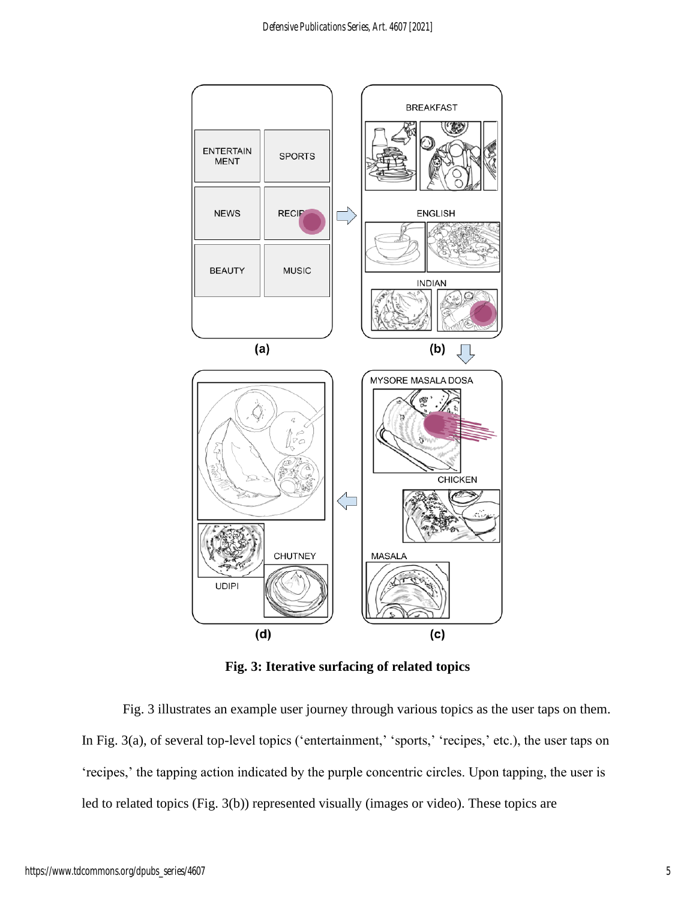**Fig. 3: Iterative surfacing of related topics**

Fig. 3 illustrates an example user journey through various topics as the user taps on them. In Fig. 3(a), of several top-level topics (‘entertainment,’ ‘sports,’ ‘recipes,’ etc.), the user taps on ‘recipes,’ the tapping action indicated by the purple concentric circles. Upon tapping, the user is led to related topics (Fig. 3(b)) represented visually (images or video). These topics are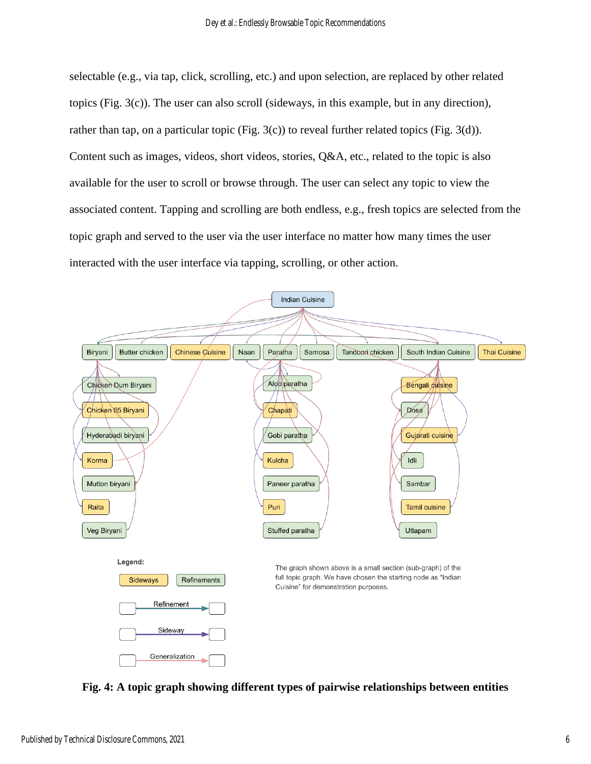selectable (e.g., via tap, click, scrolling, etc.) and upon selection, are replaced by other related topics (Fig. 3(c)). The user can also scroll (sideways, in this example, but in any direction), rather than tap, on a particular topic (Fig. 3(c)) to reveal further related topics (Fig. 3(d)). Content such as images, videos, short videos, stories, Q&A, etc., related to the topic is also available for the user to scroll or browse through. The user can select any topic to view the associated content. Tapping and scrolling are both endless, e.g., fresh topics are selected from the topic graph and served to the user via the user interface no matter how many times the user interacted with the user interface via tapping, scrolling, or other action.

**Fig. 4: A topic graph showing different types of pairwise relationships between entities**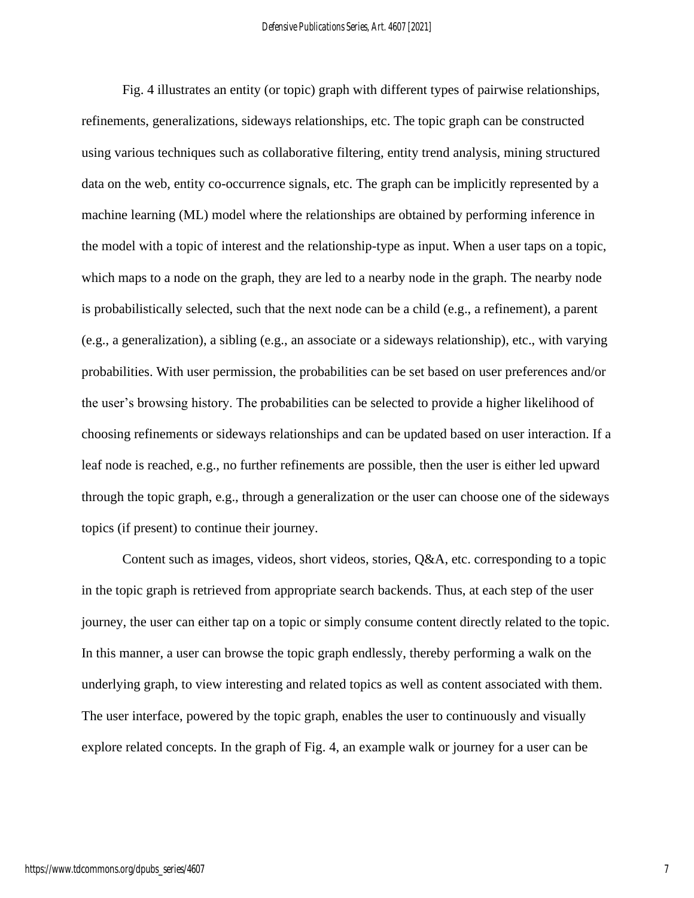Fig. 4 illustrates an entity (or topic) graph with different types of pairwise relationships, refinements, generalizations, sideways relationships, etc. The topic graph can be constructed using various techniques such as collaborative filtering, entity trend analysis, mining structured data on the web, entity co-occurrence signals, etc. The graph can be implicitly represented by a machine learning (ML) model where the relationships are obtained by performing inference in the model with a topic of interest and the relationship-type as input. When a user taps on a topic, which maps to a node on the graph, they are led to a nearby node in the graph. The nearby node is probabilistically selected, such that the next node can be a child (e.g., a refinement), a parent (e.g., a generalization), a sibling (e.g., an associate or a sideways relationship), etc., with varying probabilities. With user permission, the probabilities can be set based on user preferences and/or the user's browsing history. The probabilities can be selected to provide a higher likelihood of choosing refinements or sideways relationships and can be updated based on user interaction. If a leaf node is reached, e.g., no further refinements are possible, then the user is either led upward through the topic graph, e.g., through a generalization or the user can choose one of the sideways topics (if present) to continue their journey.

Content such as images, videos, short videos, stories, Q&A, etc. corresponding to a topic in the topic graph is retrieved from appropriate search backends. Thus, at each step of the user journey, the user can either tap on a topic or simply consume content directly related to the topic. In this manner, a user can browse the topic graph endlessly, thereby performing a walk on the underlying graph, to view interesting and related topics as well as content associated with them. The user interface, powered by the topic graph, enables the user to continuously and visually explore related concepts. In the graph of Fig. 4, an example walk or journey for a user can be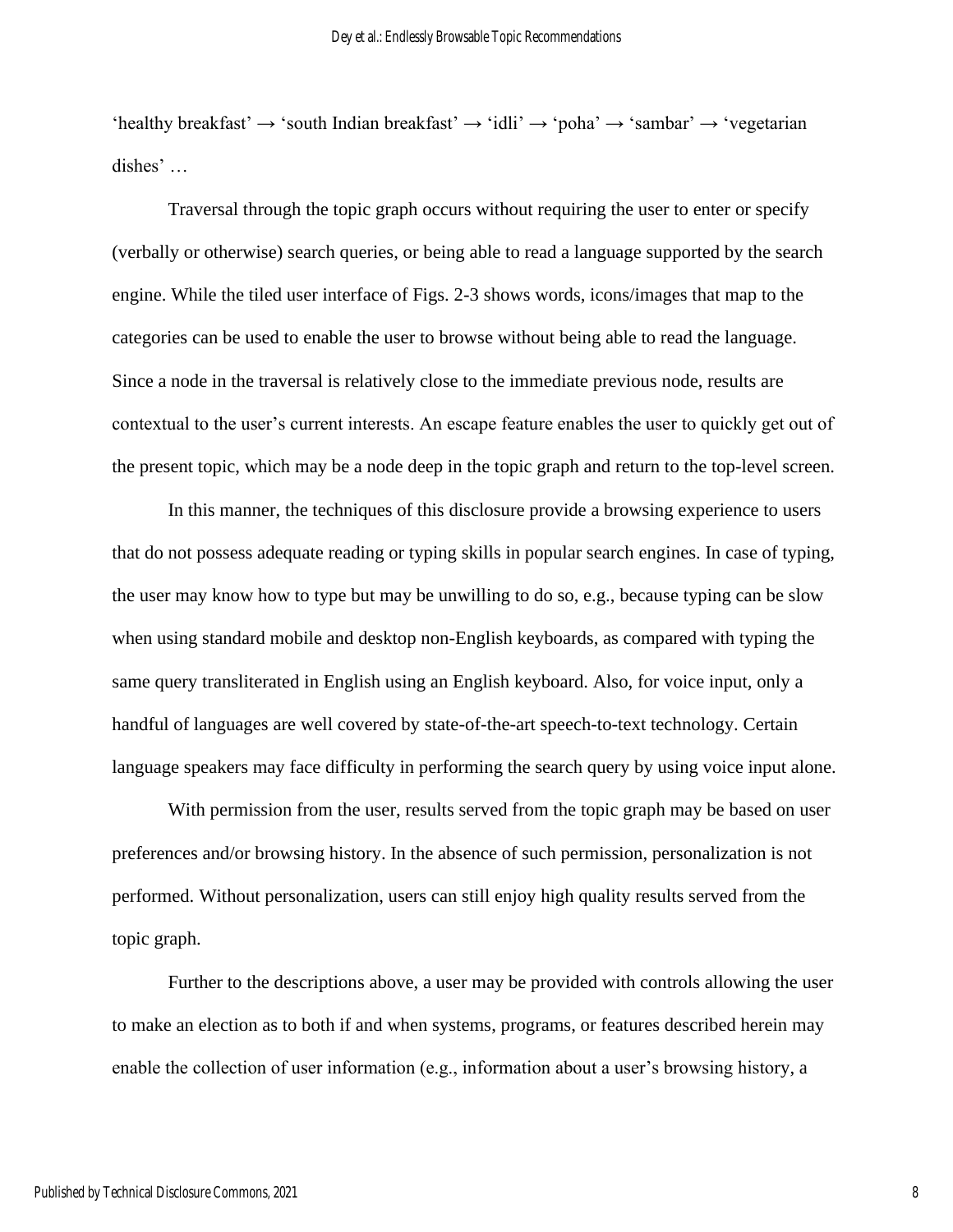'healthy breakfast' → 'south Indian breakfast' → 'idli' → 'poha' → 'sambar' → 'vegetarian dishes' …

Traversal through the topic graph occurs without requiring the user to enter or specify (verbally or otherwise) search queries, or being able to read a language supported by the search engine. While the tiled user interface of Figs. 2-3 shows words, icons/images that map to the categories can be used to enable the user to browse without being able to read the language. Since a node in the traversal is relatively close to the immediate previous node, results are contextual to the user's current interests. An escape feature enables the user to quickly get out of the present topic, which may be a node deep in the topic graph and return to the top-level screen.

In this manner, the techniques of this disclosure provide a browsing experience to users that do not possess adequate reading or typing skills in popular search engines. In case of typing, the user may know how to type but may be unwilling to do so, e.g., because typing can be slow when using standard mobile and desktop non-English keyboards, as compared with typing the same query transliterated in English using an English keyboard. Also, for voice input, only a handful of languages are well covered by state-of-the-art speech-to-text technology. Certain language speakers may face difficulty in performing the search query by using voice input alone.

With permission from the user, results served from the topic graph may be based on user preferences and/or browsing history. In the absence of such permission, personalization is not performed. Without personalization, users can still enjoy high quality results served from the topic graph.

Further to the descriptions above, a user may be provided with controls allowing the user to make an election as to both if and when systems, programs, or features described herein may enable the collection of user information (e.g., information about a user's browsing history, a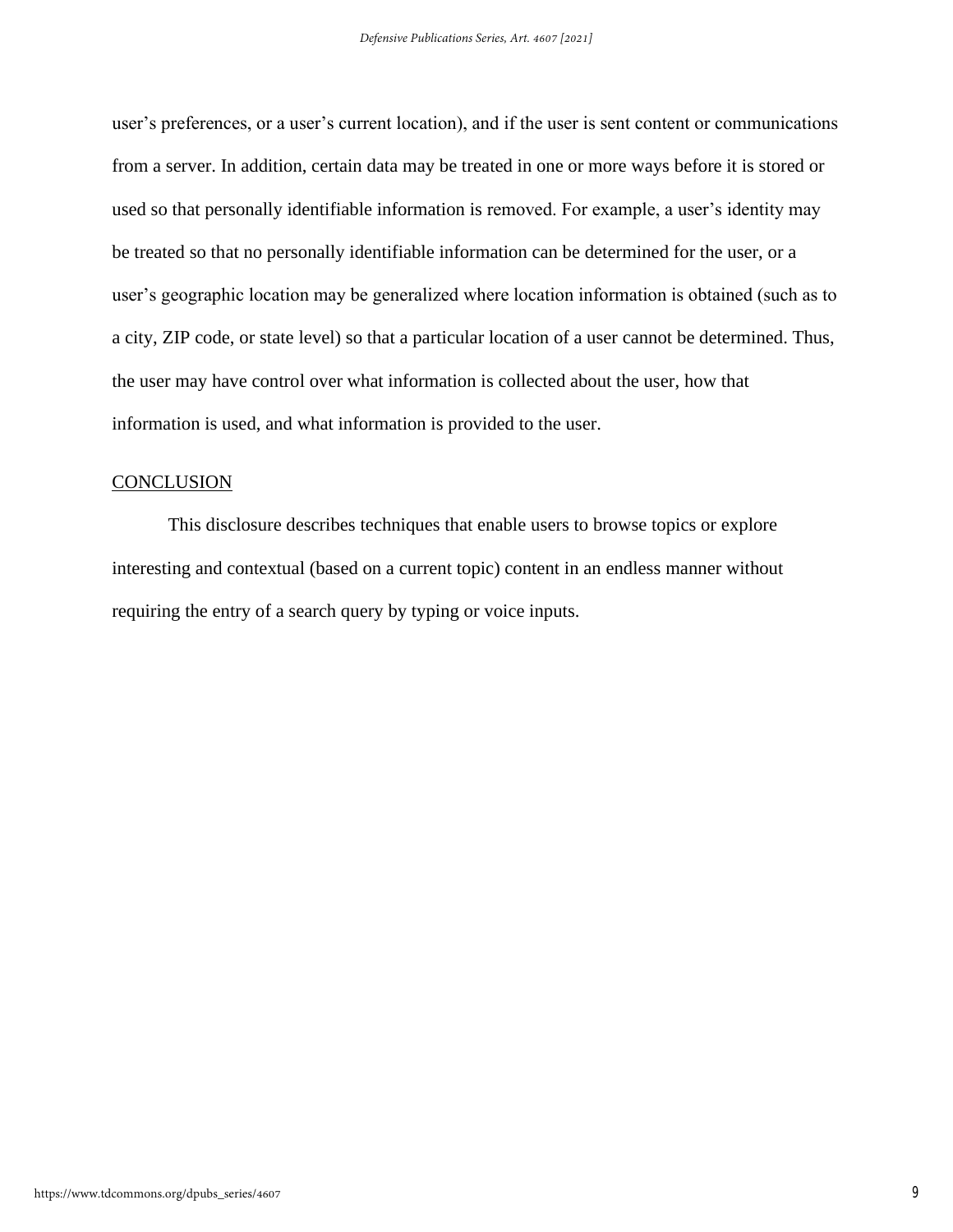user's preferences, or a user's current location), and if the user is sent content or communications from a server. In addition, certain data may be treated in one or more ways before it is stored or used so that personally identifiable information is removed. For example, a user's identity may be treated so that no personally identifiable information can be determined for the user, or a user's geographic location may be generalized where location information is obtained (such as to a city, ZIP code, or state level) so that a particular location of a user cannot be determined. Thus, the user may have control over what information is collected about the user, how that information is used, and what information is provided to the user.

## CONCLUSION

This disclosure describes techniques that enable users to browse topics or explore interesting and contextual (based on a current topic) content in an endless manner without requiring the entry of a search query by typing or voice inputs.